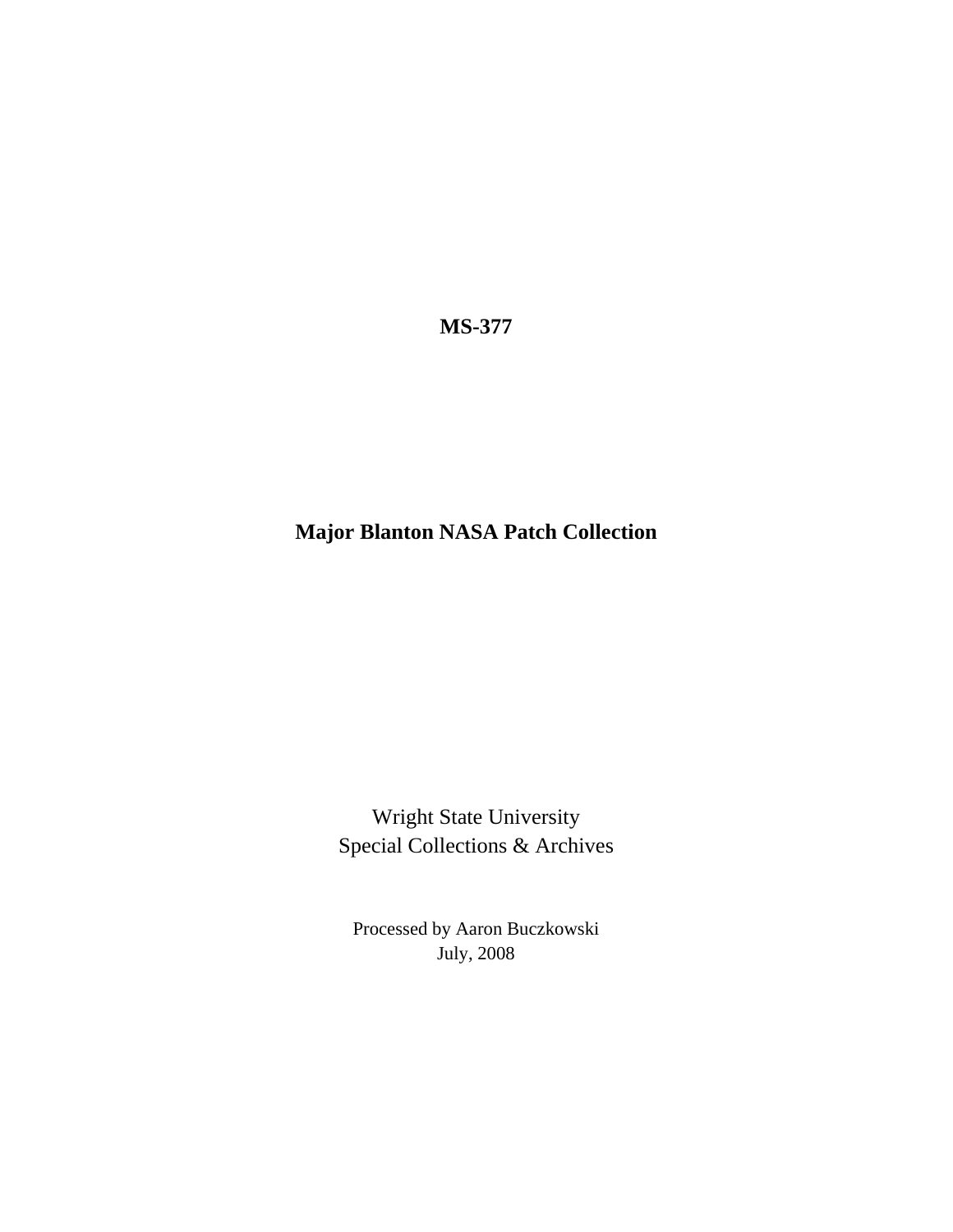**MS-377**

# Major Blanton NASA Patch Collection

Wright State University
Special Collections & Archives

Processed by Aaron Buczkowski
July, 2008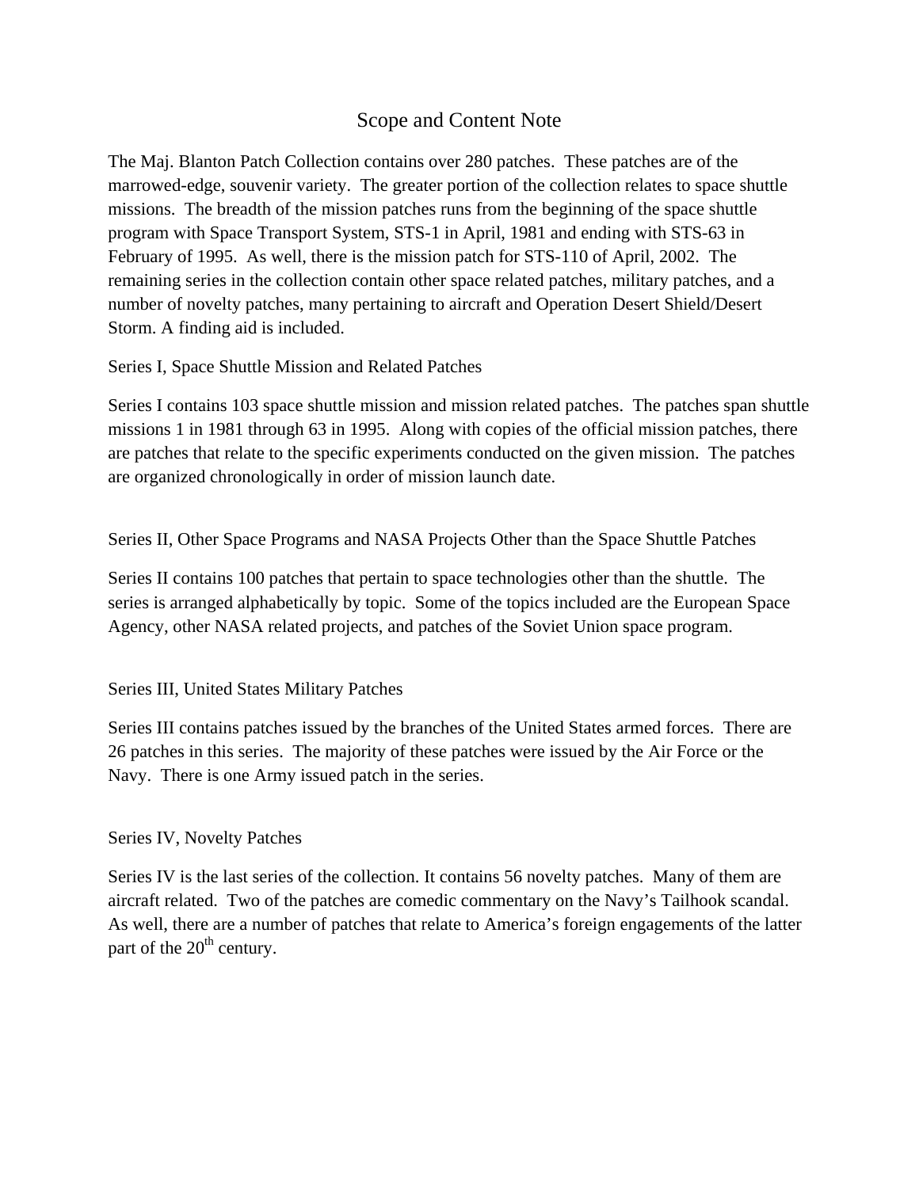# Scope and Content Note

The Maj. Blanton Patch Collection contains over 280 patches. These patches are of the marrowed-edge, souvenir variety. The greater portion of the collection relates to space shuttle missions. The breadth of the mission patches runs from the beginning of the space shuttle program with Space Transport System, STS-1 in April, 1981 and ending with STS-63 in February of 1995. As well, there is the mission patch for STS-110 of April, 2002. The remaining series in the collection contain other space related patches, military patches, and a number of novelty patches, many pertaining to aircraft and Operation Desert Shield/Desert Storm. A finding aid is included.

## Series I, Space Shuttle Mission and Related Patches

Series I contains 103 space shuttle mission and mission related patches. The patches span shuttle missions 1 in 1981 through 63 in 1995. Along with copies of the official mission patches, there are patches that relate to the specific experiments conducted on the given mission. The patches are organized chronologically in order of mission launch date.

## Series II, Other Space Programs and NASA Projects Other than the Space Shuttle Patches

Series II contains 100 patches that pertain to space technologies other than the shuttle. The series is arranged alphabetically by topic. Some of the topics included are the European Space Agency, other NASA related projects, and patches of the Soviet Union space program.

## Series III, United States Military Patches

Series III contains patches issued by the branches of the United States armed forces. There are 26 patches in this series. The majority of these patches were issued by the Air Force or the Navy. There is one Army issued patch in the series.

## Series IV, Novelty Patches

Series IV is the last series of the collection. It contains 56 novelty patches. Many of them are aircraft related. Two of the patches are comedic commentary on the Navy's Tailhook scandal. As well, there are a number of patches that relate to America's foreign engagements of the latter part of the 20th century.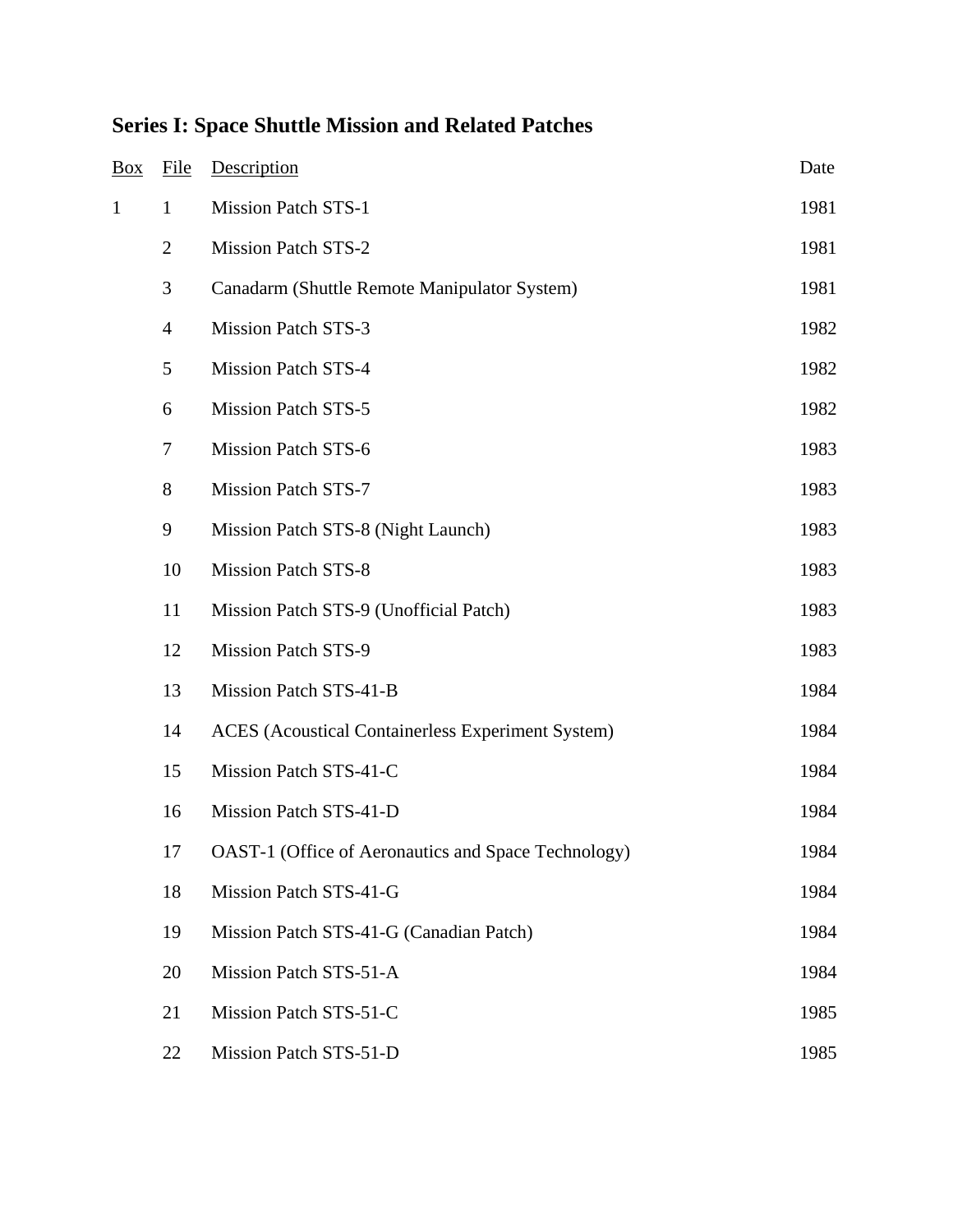## Series I: Space Shuttle Mission and Related Patches

| Box | File | Description | Date |
|---|---|---|---|
| 1 | 1 | Mission Patch STS-1 | 1981 |
| | 2 | Mission Patch STS-2 | 1981 |
| | 3 | Canadarm (Shuttle Remote Manipulator System) | 1981 |
| | 4 | Mission Patch STS-3 | 1982 |
| | 5 | Mission Patch STS-4 | 1982 |
| | 6 | Mission Patch STS-5 | 1982 |
| | 7 | Mission Patch STS-6 | 1983 |
| | 8 | Mission Patch STS-7 | 1983 |
| | 9 | Mission Patch STS-8 (Night Launch) | 1983 |
| | 10 | Mission Patch STS-8 | 1983 |
| | 11 | Mission Patch STS-9 (Unofficial Patch) | 1983 |
| | 12 | Mission Patch STS-9 | 1983 |
| | 13 | Mission Patch STS-41-B | 1984 |
| | 14 | ACES (Acoustical Containerless Experiment System) | 1984 |
| | 15 | Mission Patch STS-41-C | 1984 |
| | 16 | Mission Patch STS-41-D | 1984 |
| | 17 | OAST-1 (Office of Aeronautics and Space Technology) | 1984 |
| | 18 | Mission Patch STS-41-G | 1984 |
| | 19 | Mission Patch STS-41-G (Canadian Patch) | 1984 |
| | 20 | Mission Patch STS-51-A | 1984 |
| | 21 | Mission Patch STS-51-C | 1985 |
| | 22 | Mission Patch STS-51-D | 1985 |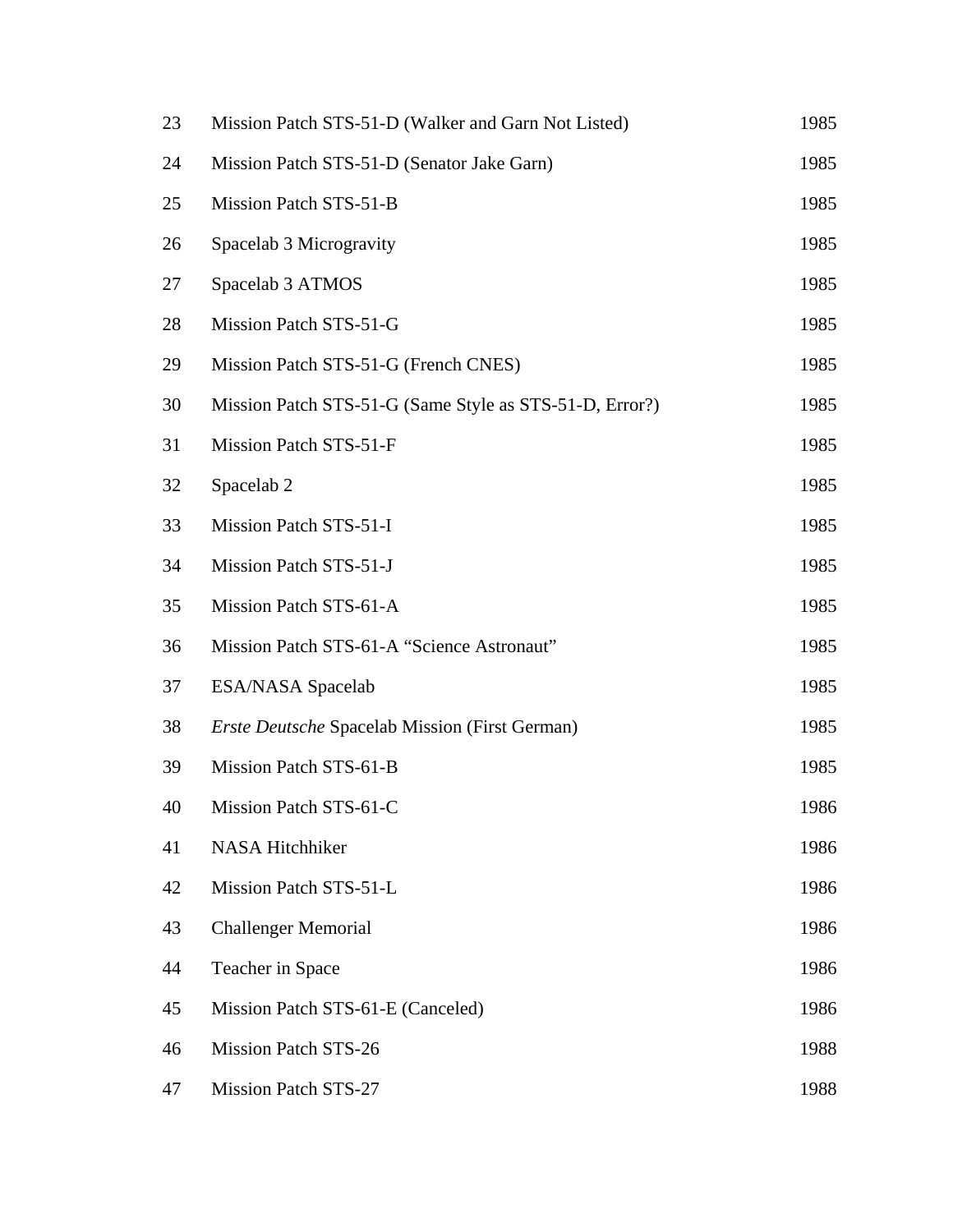| | | |
|---|---|---|
| 23 | Mission Patch STS-51-D (Walker and Garn Not Listed) | 1985 |
| 24 | Mission Patch STS-51-D (Senator Jake Garn) | 1985 |
| 25 | Mission Patch STS-51-B | 1985 |
| 26 | Spacelab 3 Microgravity | 1985 |
| 27 | Spacelab 3 ATMOS | 1985 |
| 28 | Mission Patch STS-51-G | 1985 |
| 29 | Mission Patch STS-51-G (French CNES) | 1985 |
| 30 | Mission Patch STS-51-G (Same Style as STS-51-D, Error?) | 1985 |
| 31 | Mission Patch STS-51-F | 1985 |
| 32 | Spacelab 2 | 1985 |
| 33 | Mission Patch STS-51-I | 1985 |
| 34 | Mission Patch STS-51-J | 1985 |
| 35 | Mission Patch STS-61-A | 1985 |
| 36 | Mission Patch STS-61-A "Science Astronaut" | 1985 |
| 37 | ESA/NASA Spacelab | 1985 |
| 38 | *Erste Deutsche* Spacelab Mission (First German) | 1985 |
| 39 | Mission Patch STS-61-B | 1985 |
| 40 | Mission Patch STS-61-C | 1986 |
| 41 | NASA Hitchhiker | 1986 |
| 42 | Mission Patch STS-51-L | 1986 |
| 43 | Challenger Memorial | 1986 |
| 44 | Teacher in Space | 1986 |
| 45 | Mission Patch STS-61-E (Canceled) | 1986 |
| 46 | Mission Patch STS-26 | 1988 |
| 47 | Mission Patch STS-27 | 1988 |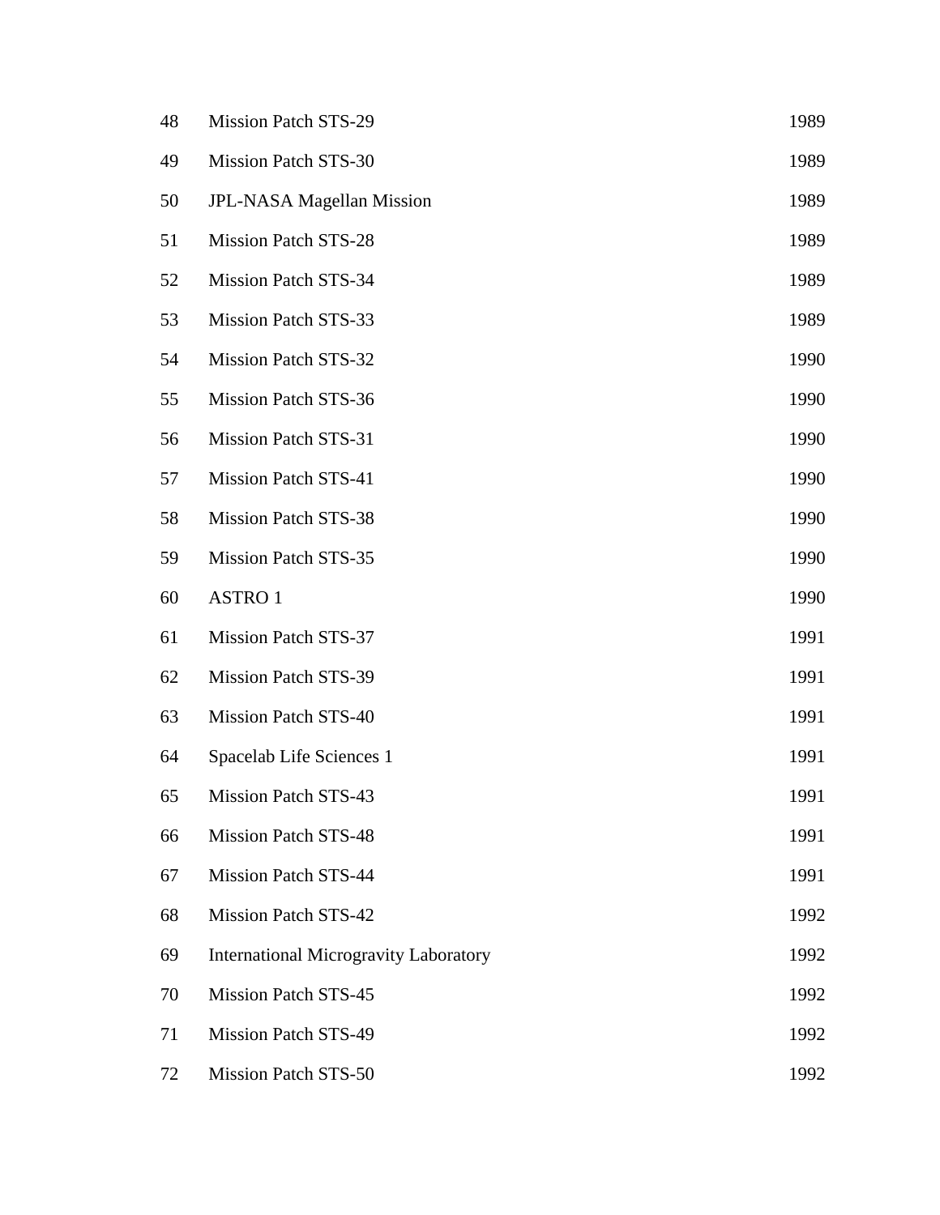| | | |
|---|---|---|
| 48 | Mission Patch STS-29 | 1989 |
| 49 | Mission Patch STS-30 | 1989 |
| 50 | JPL-NASA Magellan Mission | 1989 |
| 51 | Mission Patch STS-28 | 1989 |
| 52 | Mission Patch STS-34 | 1989 |
| 53 | Mission Patch STS-33 | 1989 |
| 54 | Mission Patch STS-32 | 1990 |
| 55 | Mission Patch STS-36 | 1990 |
| 56 | Mission Patch STS-31 | 1990 |
| 57 | Mission Patch STS-41 | 1990 |
| 58 | Mission Patch STS-38 | 1990 |
| 59 | Mission Patch STS-35 | 1990 |
| 60 | ASTRO 1 | 1990 |
| 61 | Mission Patch STS-37 | 1991 |
| 62 | Mission Patch STS-39 | 1991 |
| 63 | Mission Patch STS-40 | 1991 |
| 64 | Spacelab Life Sciences 1 | 1991 |
| 65 | Mission Patch STS-43 | 1991 |
| 66 | Mission Patch STS-48 | 1991 |
| 67 | Mission Patch STS-44 | 1991 |
| 68 | Mission Patch STS-42 | 1992 |
| 69 | International Microgravity Laboratory | 1992 |
| 70 | Mission Patch STS-45 | 1992 |
| 71 | Mission Patch STS-49 | 1992 |
| 72 | Mission Patch STS-50 | 1992 |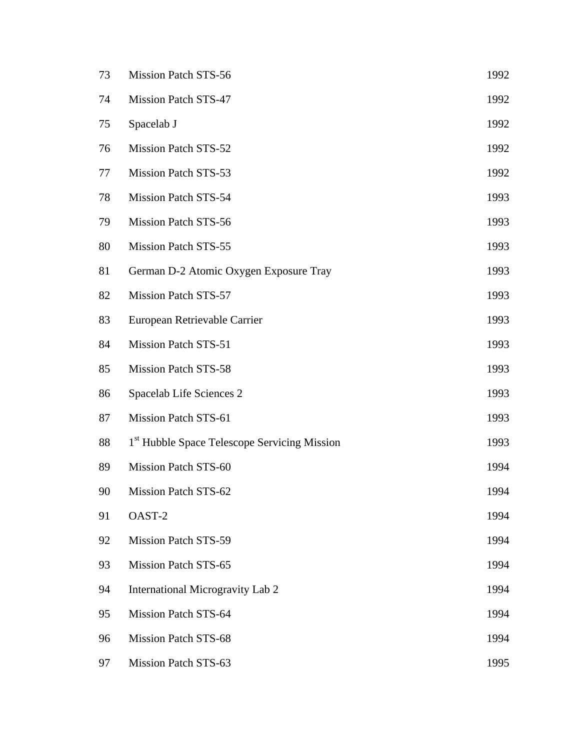| | | |
|---|---|---|
| 73 | Mission Patch STS-56 | 1992 |
| 74 | Mission Patch STS-47 | 1992 |
| 75 | Spacelab J | 1992 |
| 76 | Mission Patch STS-52 | 1992 |
| 77 | Mission Patch STS-53 | 1992 |
| 78 | Mission Patch STS-54 | 1993 |
| 79 | Mission Patch STS-56 | 1993 |
| 80 | Mission Patch STS-55 | 1993 |
| 81 | German D-2 Atomic Oxygen Exposure Tray | 1993 |
| 82 | Mission Patch STS-57 | 1993 |
| 83 | European Retrievable Carrier | 1993 |
| 84 | Mission Patch STS-51 | 1993 |
| 85 | Mission Patch STS-58 | 1993 |
| 86 | Spacelab Life Sciences 2 | 1993 |
| 87 | Mission Patch STS-61 | 1993 |
| 88 | 1st Hubble Space Telescope Servicing Mission | 1993 |
| 89 | Mission Patch STS-60 | 1994 |
| 90 | Mission Patch STS-62 | 1994 |
| 91 | OAST-2 | 1994 |
| 92 | Mission Patch STS-59 | 1994 |
| 93 | Mission Patch STS-65 | 1994 |
| 94 | International Microgravity Lab 2 | 1994 |
| 95 | Mission Patch STS-64 | 1994 |
| 96 | Mission Patch STS-68 | 1994 |
| 97 | Mission Patch STS-63 | 1995 |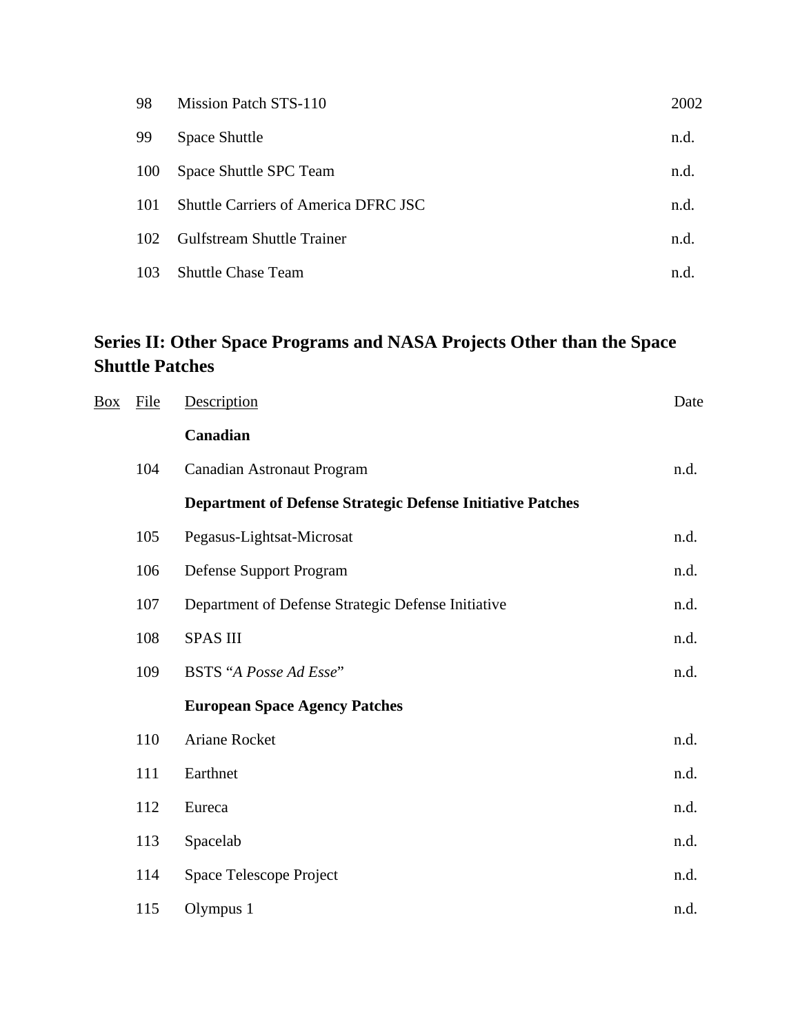| Box | File | Description | Date |
|---|---|---|---|
| | 98 | Mission Patch STS-110 | 2002 |
| | 99 | Space Shuttle | n.d. |
| | 100 | Space Shuttle SPC Team | n.d. |
| | 101 | Shuttle Carriers of America DFRC JSC | n.d. |
| | 102 | Gulfstream Shuttle Trainer | n.d. |
| | 103 | Shuttle Chase Team | n.d. |

## Series II: Other Space Programs and NASA Projects Other than the Space Shuttle Patches

| Box | File | Description | Date |
|---|---|---|---|
| | | **Canadian** | |
| | 104 | Canadian Astronaut Program | n.d. |
| | | **Department of Defense Strategic Defense Initiative Patches** | |
| | 105 | Pegasus-Lightsat-Microsat | n.d. |
| | 106 | Defense Support Program | n.d. |
| | 107 | Department of Defense Strategic Defense Initiative | n.d. |
| | 108 | SPAS III | n.d. |
| | 109 | BSTS "*A Posse Ad Esse*" | n.d. |
| | | **European Space Agency Patches** | |
| | 110 | Ariane Rocket | n.d. |
| | 111 | Earthnet | n.d. |
| | 112 | Eureca | n.d. |
| | 113 | Spacelab | n.d. |
| | 114 | Space Telescope Project | n.d. |
| | 115 | Olympus 1 | n.d. |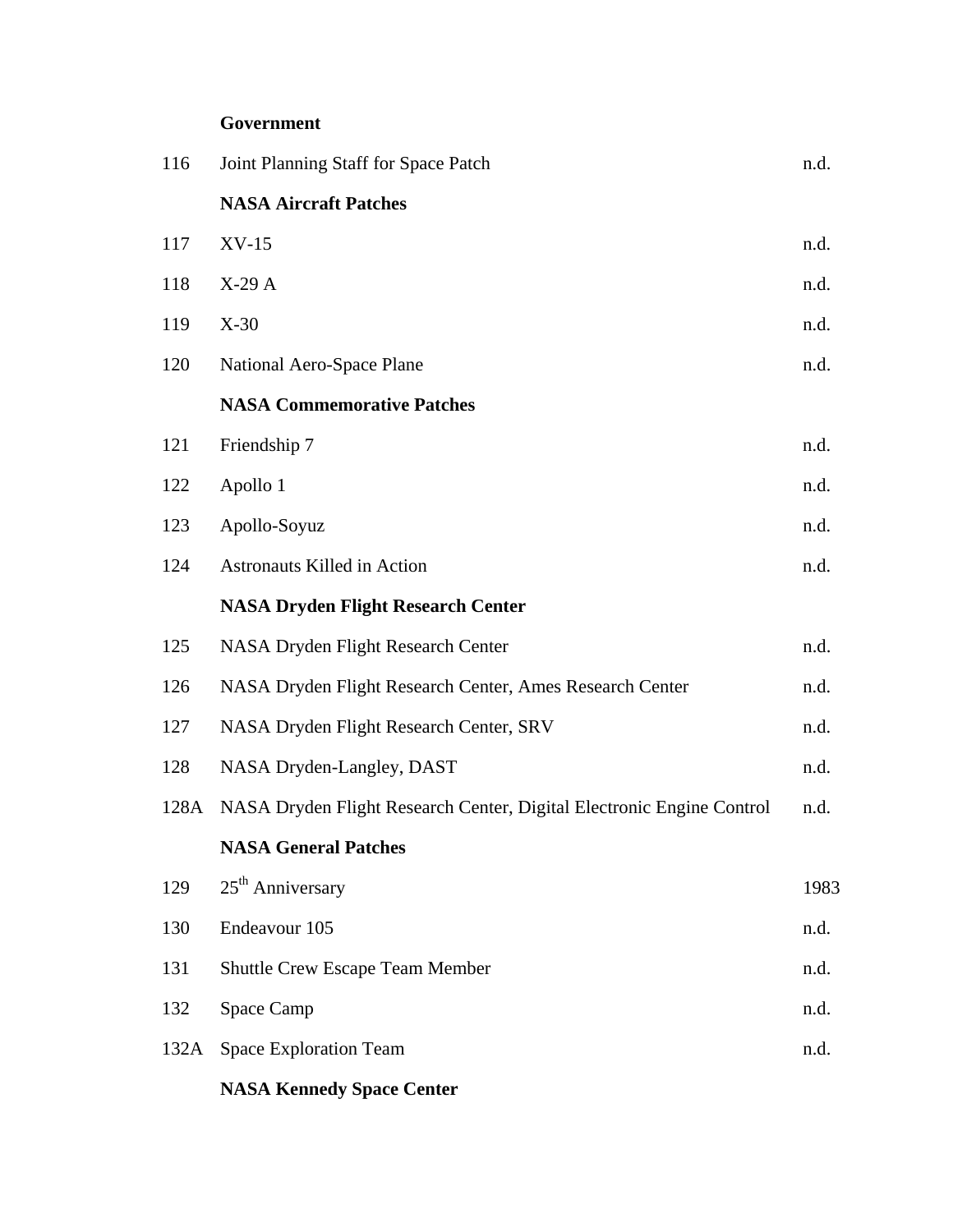| | **Government** | |
|---|---|---|
| 116 | Joint Planning Staff for Space Patch | n.d. |
| | **NASA Aircraft Patches** | |
| 117 | XV-15 | n.d. |
| 118 | X-29 A | n.d. |
| 119 | X-30 | n.d. |
| 120 | National Aero-Space Plane | n.d. |
| | **NASA Commemorative Patches** | |
| 121 | Friendship 7 | n.d. |
| 122 | Apollo 1 | n.d. |
| 123 | Apollo-Soyuz | n.d. |
| 124 | Astronauts Killed in Action | n.d. |
| | **NASA Dryden Flight Research Center** | |
| 125 | NASA Dryden Flight Research Center | n.d. |
| 126 | NASA Dryden Flight Research Center, Ames Research Center | n.d. |
| 127 | NASA Dryden Flight Research Center, SRV | n.d. |
| 128 | NASA Dryden-Langley, DAST | n.d. |
| 128A | NASA Dryden Flight Research Center, Digital Electronic Engine Control | n.d. |
| | **NASA General Patches** | |
| 129 | 25th Anniversary | 1983 |
| 130 | Endeavour 105 | n.d. |
| 131 | Shuttle Crew Escape Team Member | n.d. |
| 132 | Space Camp | n.d. |
| 132A | Space Exploration Team | n.d. |
| | **NASA Kennedy Space Center** | |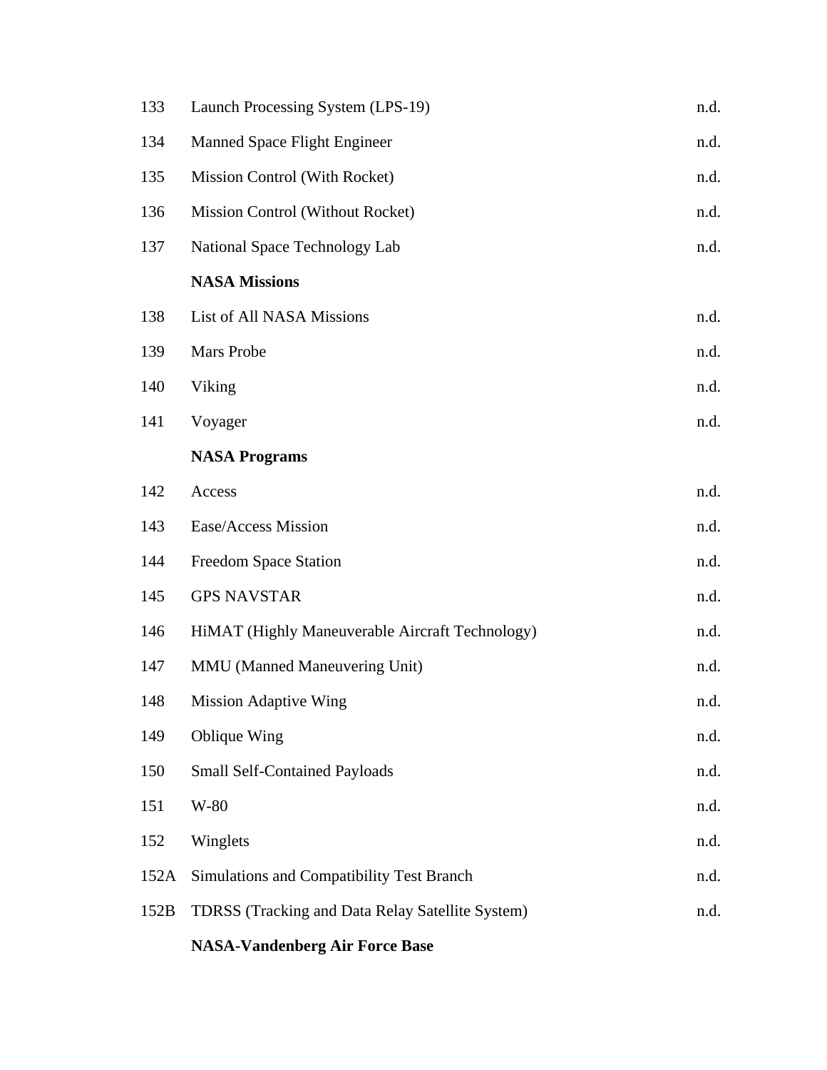| | | |
|---|---|---|
| 133 | Launch Processing System (LPS-19) | n.d. |
| 134 | Manned Space Flight Engineer | n.d. |
| 135 | Mission Control (With Rocket) | n.d. |
| 136 | Mission Control (Without Rocket) | n.d. |
| 137 | National Space Technology Lab | n.d. |
| | **NASA Missions** | |
| 138 | List of All NASA Missions | n.d. |
| 139 | Mars Probe | n.d. |
| 140 | Viking | n.d. |
| 141 | Voyager | n.d. |
| | **NASA Programs** | |
| 142 | Access | n.d. |
| 143 | Ease/Access Mission | n.d. |
| 144 | Freedom Space Station | n.d. |
| 145 | GPS NAVSTAR | n.d. |
| 146 | HiMAT (Highly Maneuverable Aircraft Technology) | n.d. |
| 147 | MMU (Manned Maneuvering Unit) | n.d. |
| 148 | Mission Adaptive Wing | n.d. |
| 149 | Oblique Wing | n.d. |
| 150 | Small Self-Contained Payloads | n.d. |
| 151 | W-80 | n.d. |
| 152 | Winglets | n.d. |
| 152A | Simulations and Compatibility Test Branch | n.d. |
| 152B | TDRSS (Tracking and Data Relay Satellite System) | n.d. |
| | **NASA-Vandenberg Air Force Base** | |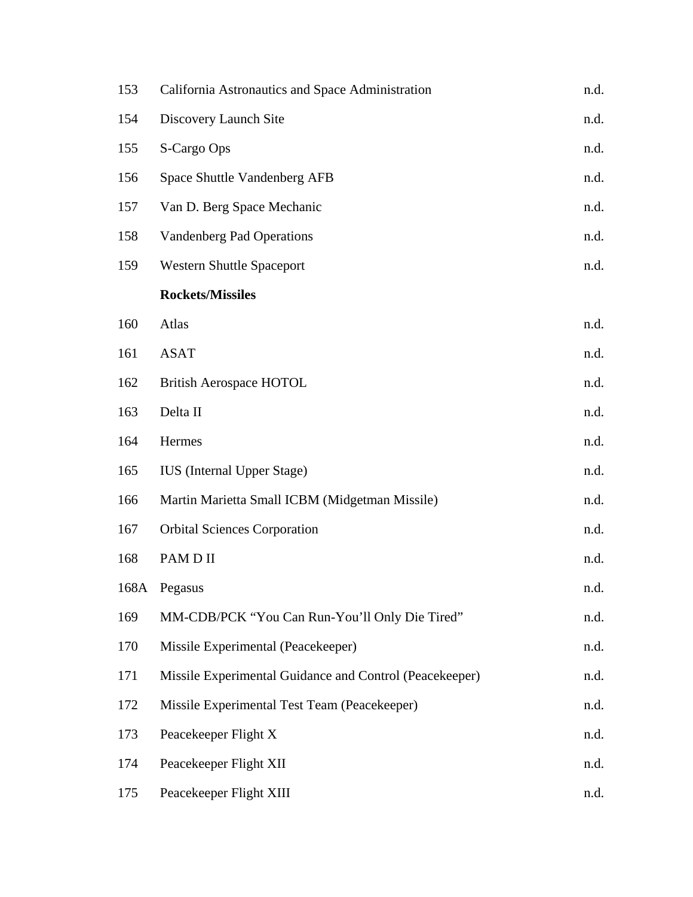| | | |
|---|---|---|
| 153 | California Astronautics and Space Administration | n.d. |
| 154 | Discovery Launch Site | n.d. |
| 155 | S-Cargo Ops | n.d. |
| 156 | Space Shuttle Vandenberg AFB | n.d. |
| 157 | Van D. Berg Space Mechanic | n.d. |
| 158 | Vandenberg Pad Operations | n.d. |
| 159 | Western Shuttle Spaceport | n.d. |
| | **Rockets/Missiles** | |
| 160 | Atlas | n.d. |
| 161 | ASAT | n.d. |
| 162 | British Aerospace HOTOL | n.d. |
| 163 | Delta II | n.d. |
| 164 | Hermes | n.d. |
| 165 | IUS (Internal Upper Stage) | n.d. |
| 166 | Martin Marietta Small ICBM (Midgetman Missile) | n.d. |
| 167 | Orbital Sciences Corporation | n.d. |
| 168 | PAM D II | n.d. |
| 168A | Pegasus | n.d. |
| 169 | MM-CDB/PCK "You Can Run-You'll Only Die Tired" | n.d. |
| 170 | Missile Experimental (Peacekeeper) | n.d. |
| 171 | Missile Experimental Guidance and Control (Peacekeeper) | n.d. |
| 172 | Missile Experimental Test Team (Peacekeeper) | n.d. |
| 173 | Peacekeeper Flight X | n.d. |
| 174 | Peacekeeper Flight XII | n.d. |
| 175 | Peacekeeper Flight XIII | n.d. |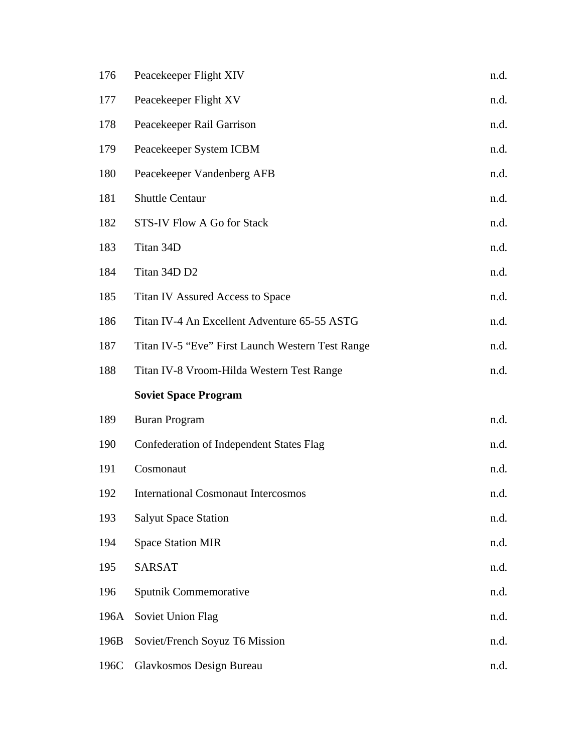| | | |
|---|---|---|
| 176 | Peacekeeper Flight XIV | n.d. |
| 177 | Peacekeeper Flight XV | n.d. |
| 178 | Peacekeeper Rail Garrison | n.d. |
| 179 | Peacekeeper System ICBM | n.d. |
| 180 | Peacekeeper Vandenberg AFB | n.d. |
| 181 | Shuttle Centaur | n.d. |
| 182 | STS-IV Flow A Go for Stack | n.d. |
| 183 | Titan 34D | n.d. |
| 184 | Titan 34D D2 | n.d. |
| 185 | Titan IV Assured Access to Space | n.d. |
| 186 | Titan IV-4 An Excellent Adventure 65-55 ASTG | n.d. |
| 187 | Titan IV-5 "Eve" First Launch Western Test Range | n.d. |
| 188 | Titan IV-8 Vroom-Hilda Western Test Range | n.d. |
| | **Soviet Space Program** | |
| 189 | Buran Program | n.d. |
| 190 | Confederation of Independent States Flag | n.d. |
| 191 | Cosmonaut | n.d. |
| 192 | International Cosmonaut Intercosmos | n.d. |
| 193 | Salyut Space Station | n.d. |
| 194 | Space Station MIR | n.d. |
| 195 | SARSAT | n.d. |
| 196 | Sputnik Commemorative | n.d. |
| 196A | Soviet Union Flag | n.d. |
| 196B | Soviet/French Soyuz T6 Mission | n.d. |
| 196C | Glavkosmos Design Bureau | n.d. |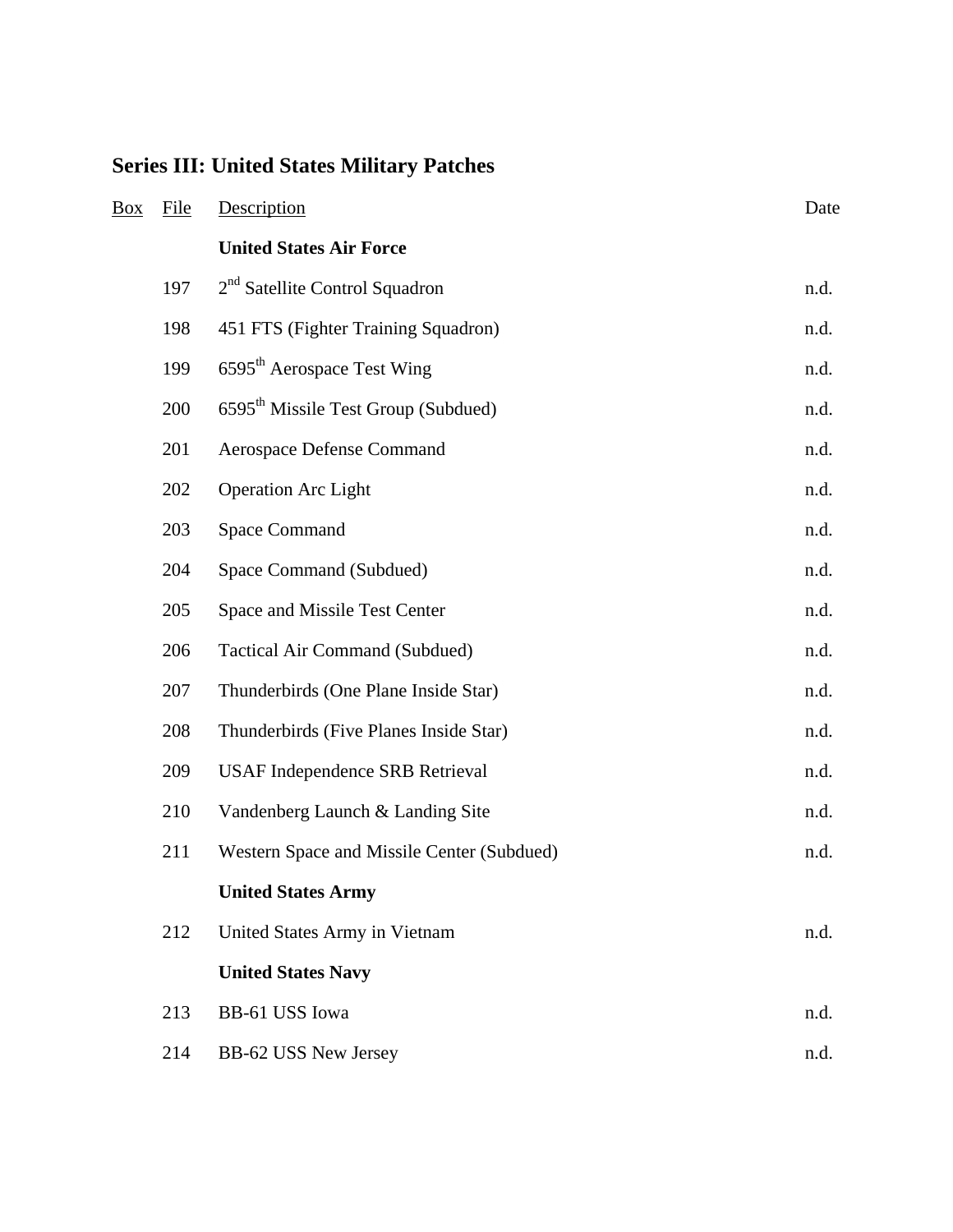## Series III: United States Military Patches

| Box | File | Description | Date |
|---|---|---|---|
| | | **United States Air Force** | |
| | 197 | 2nd Satellite Control Squadron | n.d. |
| | 198 | 451 FTS (Fighter Training Squadron) | n.d. |
| | 199 | 6595th Aerospace Test Wing | n.d. |
| | 200 | 6595th Missile Test Group (Subdued) | n.d. |
| | 201 | Aerospace Defense Command | n.d. |
| | 202 | Operation Arc Light | n.d. |
| | 203 | Space Command | n.d. |
| | 204 | Space Command (Subdued) | n.d. |
| | 205 | Space and Missile Test Center | n.d. |
| | 206 | Tactical Air Command (Subdued) | n.d. |
| | 207 | Thunderbirds (One Plane Inside Star) | n.d. |
| | 208 | Thunderbirds (Five Planes Inside Star) | n.d. |
| | 209 | USAF Independence SRB Retrieval | n.d. |
| | 210 | Vandenberg Launch & Landing Site | n.d. |
| | 211 | Western Space and Missile Center (Subdued) | n.d. |
| | | **United States Army** | |
| | 212 | United States Army in Vietnam | n.d. |
| | | **United States Navy** | |
| | 213 | BB-61 USS Iowa | n.d. |
| | 214 | BB-62 USS New Jersey | n.d. |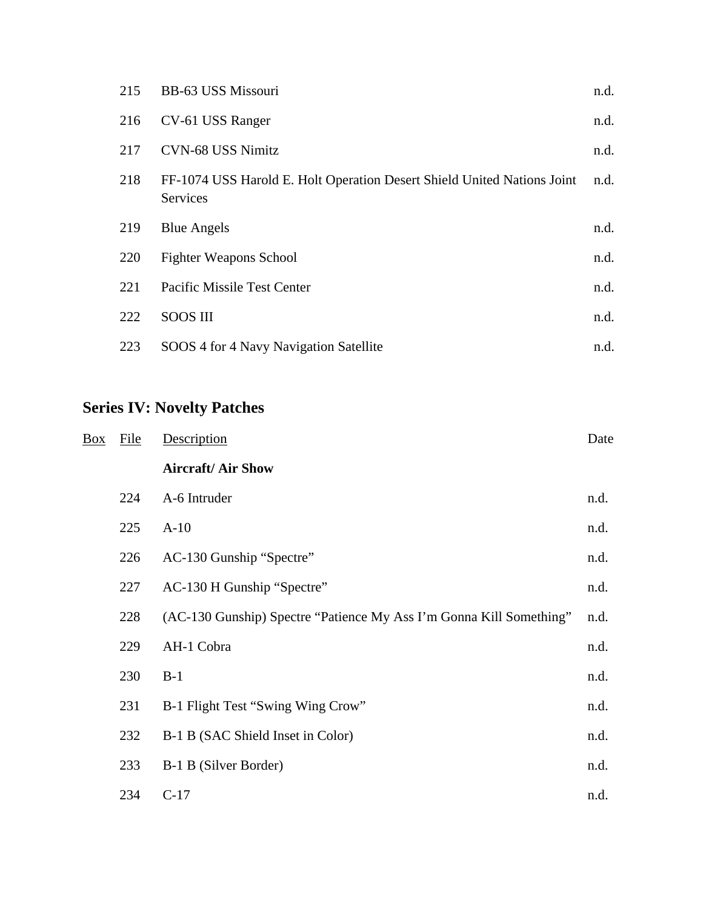| Box | File | Description | Date |
|---|---|---|---|
| | 215 | BB-63 USS Missouri | n.d. |
| | 216 | CV-61 USS Ranger | n.d. |
| | 217 | CVN-68 USS Nimitz | n.d. |
| | 218 | FF-1074 USS Harold E. Holt Operation Desert Shield United Nations Joint Services | n.d. |
| | 219 | Blue Angels | n.d. |
| | 220 | Fighter Weapons School | n.d. |
| | 221 | Pacific Missile Test Center | n.d. |
| | 222 | SOOS III | n.d. |
| | 223 | SOOS 4 for 4 Navy Navigation Satellite | n.d. |

## Series IV: Novelty Patches

| Box | File | Description | Date |
|---|---|---|---|
| | | **Aircraft/ Air Show** | |
| | 224 | A-6 Intruder | n.d. |
| | 225 | A-10 | n.d. |
| | 226 | AC-130 Gunship "Spectre" | n.d. |
| | 227 | AC-130 H Gunship "Spectre" | n.d. |
| | 228 | (AC-130 Gunship) Spectre "Patience My Ass I'm Gonna Kill Something" | n.d. |
| | 229 | AH-1 Cobra | n.d. |
| | 230 | B-1 | n.d. |
| | 231 | B-1 Flight Test "Swing Wing Crow" | n.d. |
| | 232 | B-1 B (SAC Shield Inset in Color) | n.d. |
| | 233 | B-1 B (Silver Border) | n.d. |
| | 234 | C-17 | n.d. |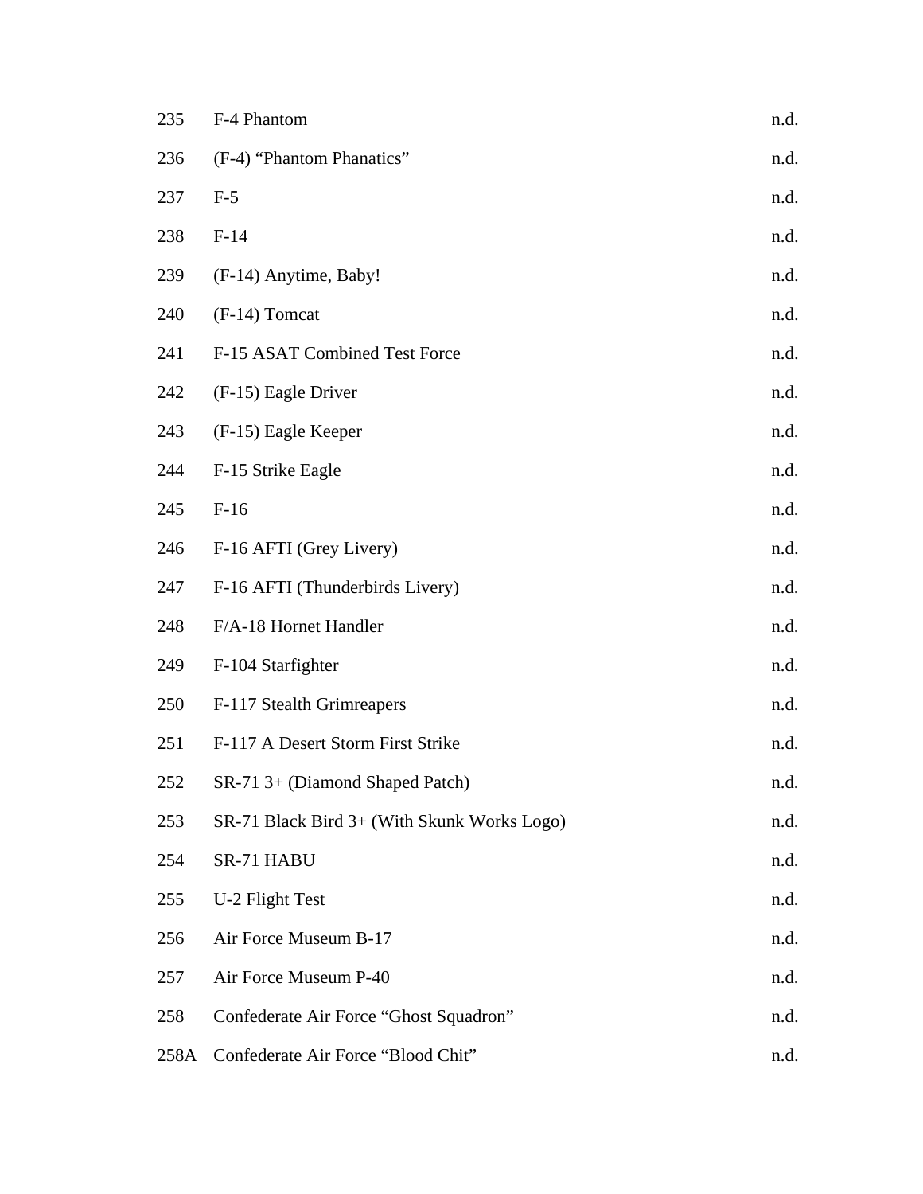| | | |
|---|---|---|
| 235 | F-4 Phantom | n.d. |
| 236 | (F-4) “Phantom Phanatics” | n.d. |
| 237 | F-5 | n.d. |
| 238 | F-14 | n.d. |
| 239 | (F-14) Anytime, Baby! | n.d. |
| 240 | (F-14) Tomcat | n.d. |
| 241 | F-15 ASAT Combined Test Force | n.d. |
| 242 | (F-15) Eagle Driver | n.d. |
| 243 | (F-15) Eagle Keeper | n.d. |
| 244 | F-15 Strike Eagle | n.d. |
| 245 | F-16 | n.d. |
| 246 | F-16 AFTI (Grey Livery) | n.d. |
| 247 | F-16 AFTI (Thunderbirds Livery) | n.d. |
| 248 | F/A-18 Hornet Handler | n.d. |
| 249 | F-104 Starfighter | n.d. |
| 250 | F-117 Stealth Grimreapers | n.d. |
| 251 | F-117 A Desert Storm First Strike | n.d. |
| 252 | SR-71 3+ (Diamond Shaped Patch) | n.d. |
| 253 | SR-71 Black Bird 3+ (With Skunk Works Logo) | n.d. |
| 254 | SR-71 HABU | n.d. |
| 255 | U-2 Flight Test | n.d. |
| 256 | Air Force Museum B-17 | n.d. |
| 257 | Air Force Museum P-40 | n.d. |
| 258 | Confederate Air Force “Ghost Squadron” | n.d. |
| 258A | Confederate Air Force “Blood Chit” | n.d. |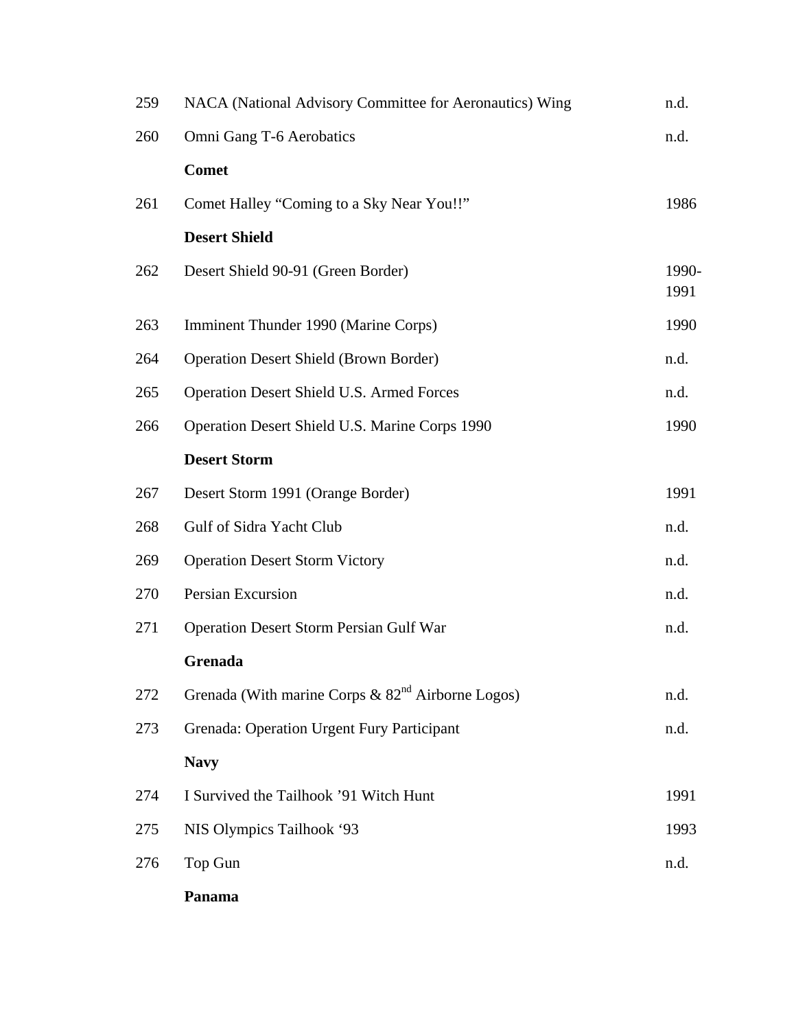| | | |
|---|---|---|
| 259 | NACA (National Advisory Committee for Aeronautics) Wing | n.d. |
| 260 | Omni Gang T-6 Aerobatics | n.d. |
| | **Comet** | |
| 261 | Comet Halley "Coming to a Sky Near You!!" | 1986 |
| | **Desert Shield** | |
| 262 | Desert Shield 90-91 (Green Border) | 1990-1991 |
| 263 | Imminent Thunder 1990 (Marine Corps) | 1990 |
| 264 | Operation Desert Shield (Brown Border) | n.d. |
| 265 | Operation Desert Shield U.S. Armed Forces | n.d. |
| 266 | Operation Desert Shield U.S. Marine Corps 1990 | 1990 |
| | **Desert Storm** | |
| 267 | Desert Storm 1991 (Orange Border) | 1991 |
| 268 | Gulf of Sidra Yacht Club | n.d. |
| 269 | Operation Desert Storm Victory | n.d. |
| 270 | Persian Excursion | n.d. |
| 271 | Operation Desert Storm Persian Gulf War | n.d. |
| | **Grenada** | |
| 272 | Grenada (With marine Corps & 82nd Airborne Logos) | n.d. |
| 273 | Grenada: Operation Urgent Fury Participant | n.d. |
| | **Navy** | |
| 274 | I Survived the Tailhook '91 Witch Hunt | 1991 |
| 275 | NIS Olympics Tailhook '93 | 1993 |
| 276 | Top Gun | n.d. |
| | **Panama** | |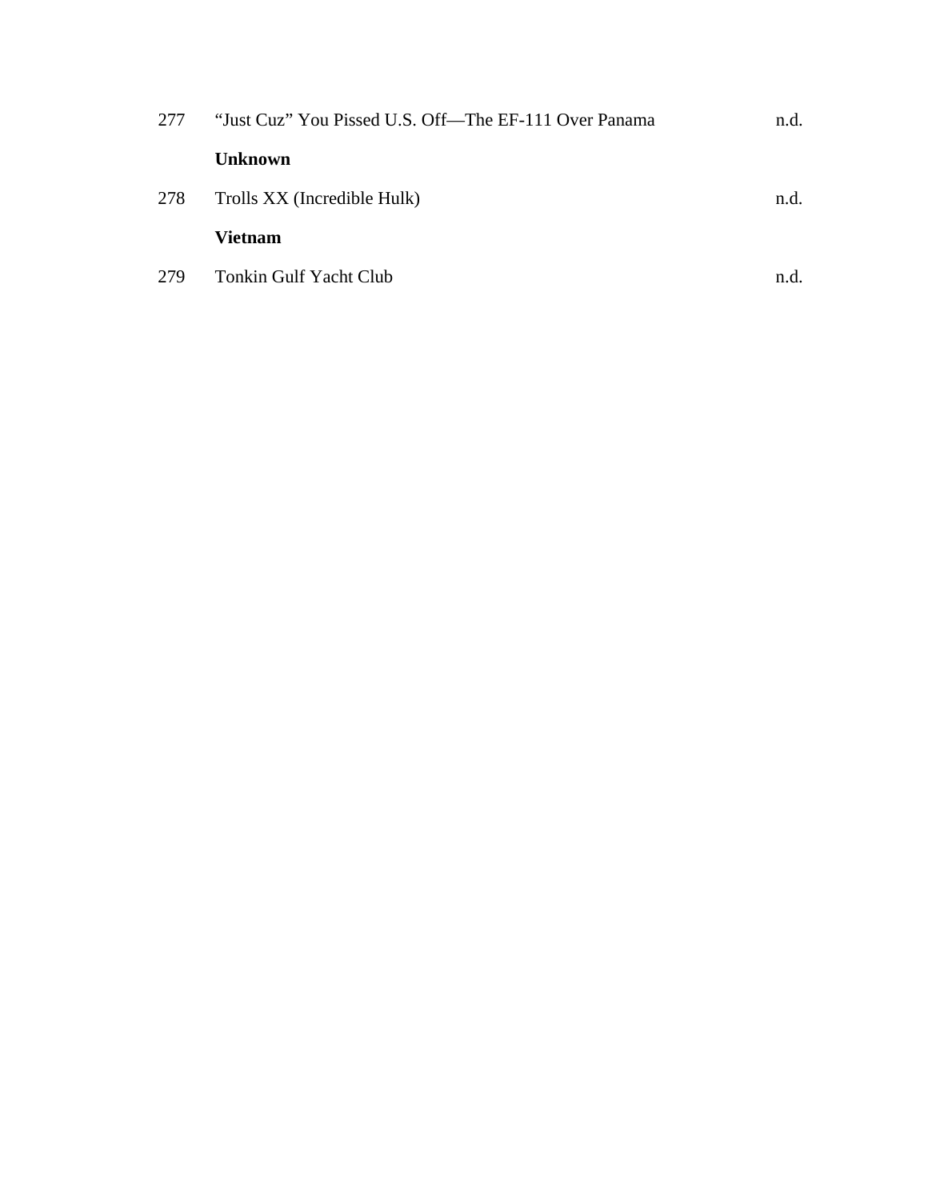| | | |
|---|---|---|
| 277 | "Just Cuz" You Pissed U.S. Off—The EF-111 Over Panama | n.d. |
| | **Unknown** | |
| 278 | Trolls XX (Incredible Hulk) | n.d. |
| | **Vietnam** | |
| 279 | Tonkin Gulf Yacht Club | n.d. |